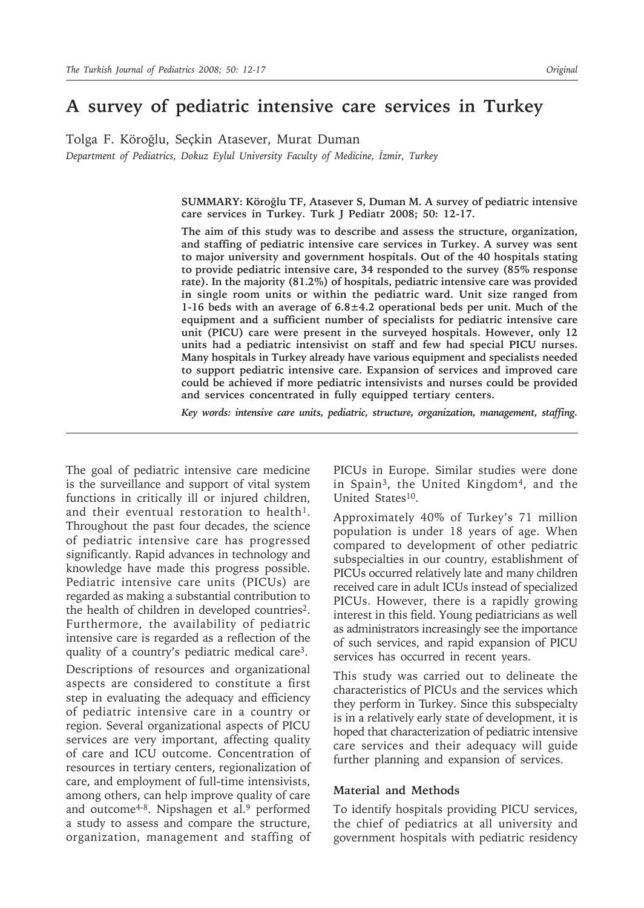# A survey of pediatric intensive care services in Turkey

Tolga F. Köroğlu, Seçkin Atasever, Murat Duman

*Department of Pediatrics, Dokuz Eylul University Faculty of Medicine, İzmir, Turkey*

**SUMMARY: Köroğlu TF, Atasever S, Duman M. A survey of pediatric intensive care services in Turkey. Turk J Pediatr 2008; 50: 12-17.**

**The aim of this study was to describe and assess the structure, organization, and staffing of pediatric intensive care services in Turkey. A survey was sent to major university and government hospitals. Out of the 40 hospitals stating to provide pediatric intensive care, 34 responded to the survey (85% response rate). In the majority (81.2%) of hospitals, pediatric intensive care was provided in single room units or within the pediatric ward. Unit size ranged from 1-16 beds with an average of 6.8±4.2 operational beds per unit. Much of the equipment and a sufficient number of specialists for pediatric intensive care unit (PICU) care were present in the surveyed hospitals. However, only 12 units had a pediatric intensivist on staff and few had special PICU nurses. Many hospitals in Turkey already have various equipment and specialists needed to support pediatric intensive care. Expansion of services and improved care could be achieved if more pediatric intensivists and nurses could be provided and services concentrated in fully equipped tertiary centers.**

***Key words: intensive care units, pediatric, structure, organization, management, staffing.***

---

The goal of pediatric intensive care medicine is the surveillance and support of vital system functions in critically ill or injured children, and their eventual restoration to health[1]. Throughout the past four decades, the science of pediatric intensive care has progressed significantly. Rapid advances in technology and knowledge have made this progress possible. Pediatric intensive care units (PICUs) are regarded as making a substantial contribution to the health of children in developed countries[2]. Furthermore, the availability of pediatric intensive care is regarded as a reflection of the quality of a country's pediatric medical care[3].

Descriptions of resources and organizational aspects are considered to constitute a first step in evaluating the adequacy and efficiency of pediatric intensive care in a country or region. Several organizational aspects of PICU services are very important, affecting quality of care and ICU outcome. Concentration of resources in tertiary centers, regionalization of care, and employment of full-time intensivists, among others, can help improve quality of care and outcome[4-8]. Nipshagen et al.[9] performed a study to assess and compare the structure, organization, management and staffing of PICUs in Europe. Similar studies were done in Spain[3], the United Kingdom[4], and the United States[10].

Approximately 40% of Turkey's 71 million population is under 18 years of age. When compared to development of other pediatric subspecialties in our country, establishment of PICUs occurred relatively late and many children received care in adult ICUs instead of specialized PICUs. However, there is a rapidly growing interest in this field. Young pediatricians as well as administrators increasingly see the importance of such services, and rapid expansion of PICU services has occurred in recent years.

This study was carried out to delineate the characteristics of PICUs and the services which they perform in Turkey. Since this subspecialty is in a relatively early state of development, it is hoped that characterization of pediatric intensive care services and their adequacy will guide further planning and expansion of services.

## Material and Methods

To identify hospitals providing PICU services, the chief of pediatrics at all university and government hospitals with pediatric residency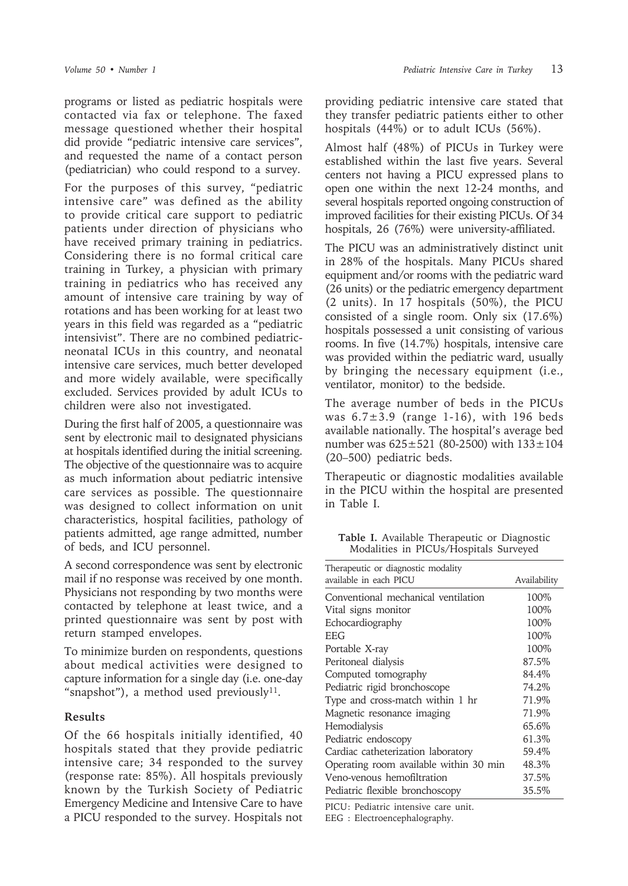programs or listed as pediatric hospitals were contacted via fax or telephone. The faxed message questioned whether their hospital did provide "pediatric intensive care services", and requested the name of a contact person (pediatrician) who could respond to a survey.

For the purposes of this survey, "pediatric intensive care" was defined as the ability to provide critical care support to pediatric patients under direction of physicians who have received primary training in pediatrics. Considering there is no formal critical care training in Turkey, a physician with primary training in pediatrics who has received any amount of intensive care training by way of rotations and has been working for at least two years in this field was regarded as a "pediatric intensivist". There are no combined pediatric-neonatal ICUs in this country, and neonatal intensive care services, much better developed and more widely available, were specifically excluded. Services provided by adult ICUs to children were also not investigated.

During the first half of 2005, a questionnaire was sent by electronic mail to designated physicians at hospitals identified during the initial screening. The objective of the questionnaire was to acquire as much information about pediatric intensive care services as possible. The questionnaire was designed to collect information on unit characteristics, hospital facilities, pathology of patients admitted, age range admitted, number of beds, and ICU personnel.

A second correspondence was sent by electronic mail if no response was received by one month. Physicians not responding by two months were contacted by telephone at least twice, and a printed questionnaire was sent by post with return stamped envelopes.

To minimize burden on respondents, questions about medical activities were designed to capture information for a single day (i.e. one-day "snapshot"), a method used previously[11].

## Results

Of the 66 hospitals initially identified, 40 hospitals stated that they provide pediatric intensive care; 34 responded to the survey (response rate: 85%). All hospitals previously known by the Turkish Society of Pediatric Emergency Medicine and Intensive Care to have a PICU responded to the survey. Hospitals not providing pediatric intensive care stated that they transfer pediatric patients either to other hospitals (44%) or to adult ICUs (56%).

Almost half (48%) of PICUs in Turkey were established within the last five years. Several centers not having a PICU expressed plans to open one within the next 12-24 months, and several hospitals reported ongoing construction of improved facilities for their existing PICUs. Of 34 hospitals, 26 (76%) were university-affiliated.

The PICU was an administratively distinct unit in 28% of the hospitals. Many PICUs shared equipment and/or rooms with the pediatric ward (26 units) or the pediatric emergency department (2 units). In 17 hospitals (50%), the PICU consisted of a single room. Only six (17.6%) hospitals possessed a unit consisting of various rooms. In five (14.7%) hospitals, intensive care was provided within the pediatric ward, usually by bringing the necessary equipment (i.e., ventilator, monitor) to the bedside.

The average number of beds in the PICUs was $6.7 \pm 3.9$ (range 1-16), with 196 beds available nationally. The hospital's average bed number was $625 \pm 521$ (80-2500) with $133 \pm 104$ (20–500) pediatric beds.

Therapeutic or diagnostic modalities available in the PICU within the hospital are presented in Table I.

**Table I.** Available Therapeutic or Diagnostic Modalities in PICUs/Hospitals Surveyed

| Therapeutic or diagnostic modality available in each PICU | Availability |
|---|---|
| Conventional mechanical ventilation | 100% |
| Vital signs monitor | 100% |
| Echocardiography | 100% |
| EEG | 100% |
| Portable X-ray | 100% |
| Peritoneal dialysis | 87.5% |
| Computed tomography | 84.4% |
| Pediatric rigid bronchoscope | 74.2% |
| Type and cross-match within 1 hr | 71.9% |
| Magnetic resonance imaging | 71.9% |
| Hemodialysis | 65.6% |
| Pediatric endoscopy | 61.3% |
| Cardiac catheterization laboratory | 59.4% |
| Operating room available within 30 min | 48.3% |
| Veno-venous hemofiltration | 37.5% |
| Pediatric flexible bronchoscopy | 35.5% |

PICU: Pediatric intensive care unit.
EEG : Electroencephalography.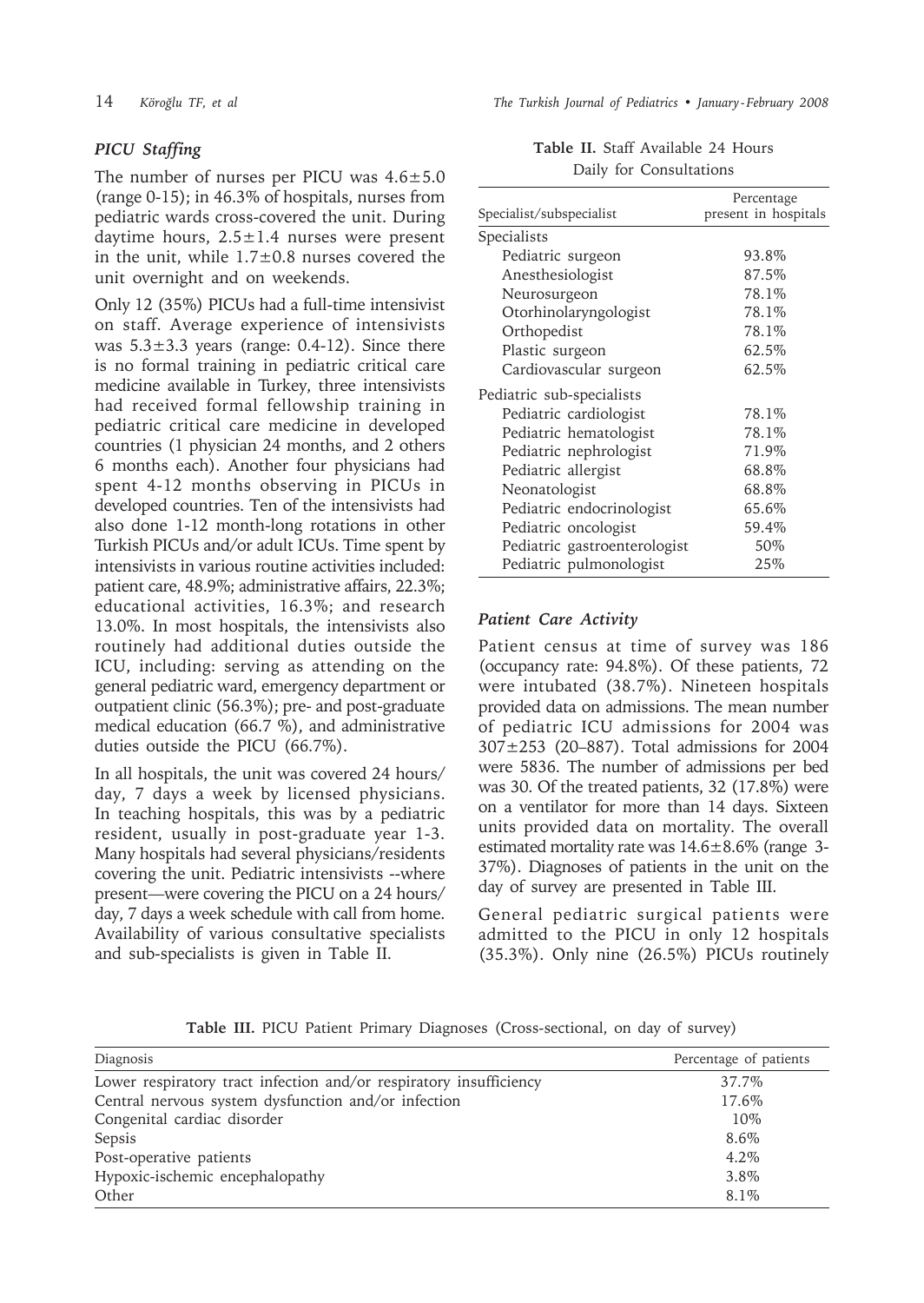### *PICU Staffing*

The number of nurses per PICU was 4.6±5.0 (range 0-15); in 46.3% of hospitals, nurses from pediatric wards cross-covered the unit. During daytime hours, 2.5±1.4 nurses were present in the unit, while 1.7±0.8 nurses covered the unit overnight and on weekends.

Only 12 (35%) PICUs had a full-time intensivist on staff. Average experience of intensivists was 5.3±3.3 years (range: 0.4-12). Since there is no formal training in pediatric critical care medicine available in Turkey, three intensivists had received formal fellowship training in pediatric critical care medicine in developed countries (1 physician 24 months, and 2 others 6 months each). Another four physicians had spent 4-12 months observing in PICUs in developed countries. Ten of the intensivists had also done 1-12 month-long rotations in other Turkish PICUs and/or adult ICUs. Time spent by intensivists in various routine activities included: patient care, 48.9%; administrative affairs, 22.3%; educational activities, 16.3%; and research 13.0%. In most hospitals, the intensivists also routinely had additional duties outside the ICU, including: serving as attending on the general pediatric ward, emergency department or outpatient clinic (56.3%); pre- and post-graduate medical education (66.7 %), and administrative duties outside the PICU (66.7%).

In all hospitals, the unit was covered 24 hours/day, 7 days a week by licensed physicians. In teaching hospitals, this was by a pediatric resident, usually in post-graduate year 1-3. Many hospitals had several physicians/residents covering the unit. Pediatric intensivists --where present—were covering the PICU on a 24 hours/day, 7 days a week schedule with call from home. Availability of various consultative specialists and sub-specialists is given in Table II.

**Table II.** Staff Available 24 Hours Daily for Consultations

| Specialist/subspecialist | Percentage present in hospitals |
|---|---|
| Specialists | |
| Pediatric surgeon | 93.8% |
| Anesthesiologist | 87.5% |
| Neurosurgeon | 78.1% |
| Otorhinolaryngologist | 78.1% |
| Orthopedist | 78.1% |
| Plastic surgeon | 62.5% |
| Cardiovascular surgeon | 62.5% |
| Pediatric sub-specialists | |
| Pediatric cardiologist | 78.1% |
| Pediatric hematologist | 78.1% |
| Pediatric nephrologist | 71.9% |
| Pediatric allergist | 68.8% |
| Neonatologist | 68.8% |
| Pediatric endocrinologist | 65.6% |
| Pediatric oncologist | 59.4% |
| Pediatric gastroenterologist | 50% |
| Pediatric pulmonologist | 25% |

### *Patient Care Activity*

Patient census at time of survey was 186 (occupancy rate: 94.8%). Of these patients, 72 were intubated (38.7%). Nineteen hospitals provided data on admissions. The mean number of pediatric ICU admissions for 2004 was 307±253 (20–887). Total admissions for 2004 were 5836. The number of admissions per bed was 30. Of the treated patients, 32 (17.8%) were on a ventilator for more than 14 days. Sixteen units provided data on mortality. The overall estimated mortality rate was 14.6±8.6% (range 3-37%). Diagnoses of patients in the unit on the day of survey are presented in Table III.

General pediatric surgical patients were admitted to the PICU in only 12 hospitals (35.3%). Only nine (26.5%) PICUs routinely

**Table III.** PICU Patient Primary Diagnoses (Cross-sectional, on day of survey)

| Diagnosis | Percentage of patients |
|---|---|
| Lower respiratory tract infection and/or respiratory insufficiency | 37.7% |
| Central nervous system dysfunction and/or infection | 17.6% |
| Congenital cardiac disorder | 10% |
| Sepsis | 8.6% |
| Post-operative patients | 4.2% |
| Hypoxic-ischemic encephalopathy | 3.8% |
| Other | 8.1% |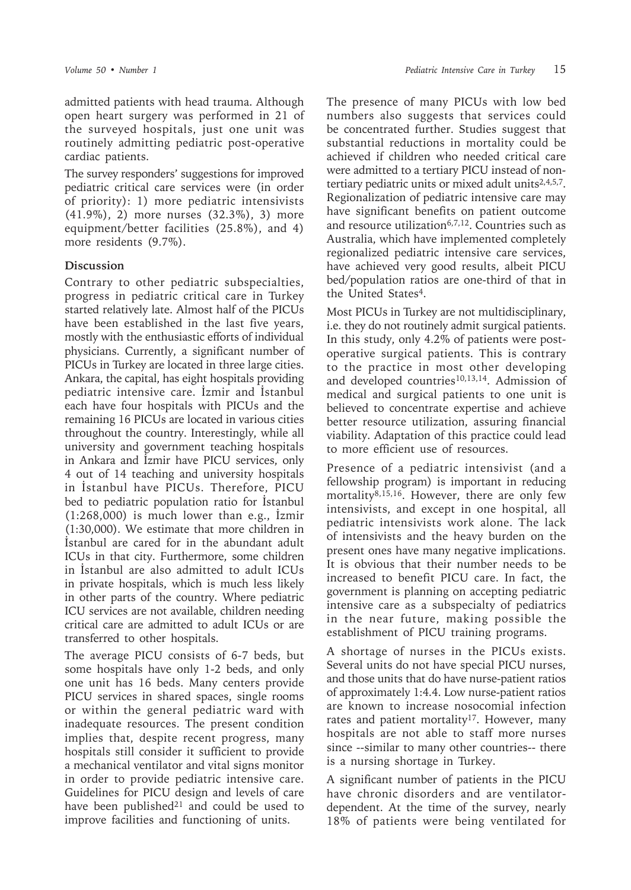admitted patients with head trauma. Although open heart surgery was performed in 21 of the surveyed hospitals, just one unit was routinely admitting pediatric post-operative cardiac patients.

The survey responders' suggestions for improved pediatric critical care services were (in order of priority): 1) more pediatric intensivists (41.9%), 2) more nurses (32.3%), 3) more equipment/better facilities (25.8%), and 4) more residents (9.7%).

## Discussion

Contrary to other pediatric subspecialties, progress in pediatric critical care in Turkey started relatively late. Almost half of the PICUs have been established in the last five years, mostly with the enthusiastic efforts of individual physicians. Currently, a significant number of PICUs in Turkey are located in three large cities. Ankara, the capital, has eight hospitals providing pediatric intensive care. İzmir and İstanbul each have four hospitals with PICUs and the remaining 16 PICUs are located in various cities throughout the country. Interestingly, while all university and government teaching hospitals in Ankara and İzmir have PICU services, only 4 out of 14 teaching and university hospitals in İstanbul have PICUs. Therefore, PICU bed to pediatric population ratio for İstanbul (1:268,000) is much lower than e.g., İzmir (1:30,000). We estimate that more children in İstanbul are cared for in the abundant adult ICUs in that city. Furthermore, some children in İstanbul are also admitted to adult ICUs in private hospitals, which is much less likely in other parts of the country. Where pediatric ICU services are not available, children needing critical care are admitted to adult ICUs or are transferred to other hospitals.

The average PICU consists of 6-7 beds, but some hospitals have only 1-2 beds, and only one unit has 16 beds. Many centers provide PICU services in shared spaces, single rooms or within the general pediatric ward with inadequate resources. The present condition implies that, despite recent progress, many hospitals still consider it sufficient to provide a mechanical ventilator and vital signs monitor in order to provide pediatric intensive care. Guidelines for PICU design and levels of care have been published[21] and could be used to improve facilities and functioning of units.

The presence of many PICUs with low bed numbers also suggests that services could be concentrated further. Studies suggest that substantial reductions in mortality could be achieved if children who needed critical care were admitted to a tertiary PICU instead of non-tertiary pediatric units or mixed adult units[2,4,5,7]. Regionalization of pediatric intensive care may have significant benefits on patient outcome and resource utilization[6,7,12]. Countries such as Australia, which have implemented completely regionalized pediatric intensive care services, have achieved very good results, albeit PICU bed/population ratios are one-third of that in the United States[4].

Most PICUs in Turkey are not multidisciplinary, i.e. they do not routinely admit surgical patients. In this study, only 4.2% of patients were post-operative surgical patients. This is contrary to the practice in most other developing and developed countries[10,13,14]. Admission of medical and surgical patients to one unit is believed to concentrate expertise and achieve better resource utilization, assuring financial viability. Adaptation of this practice could lead to more efficient use of resources.

Presence of a pediatric intensivist (and a fellowship program) is important in reducing mortality[8,15,16]. However, there are only few intensivists, and except in one hospital, all pediatric intensivists work alone. The lack of intensivists and the heavy burden on the present ones have many negative implications. It is obvious that their number needs to be increased to benefit PICU care. In fact, the government is planning on accepting pediatric intensive care as a subspecialty of pediatrics in the near future, making possible the establishment of PICU training programs.

A shortage of nurses in the PICUs exists. Several units do not have special PICU nurses, and those units that do have nurse-patient ratios of approximately 1:4.4. Low nurse-patient ratios are known to increase nosocomial infection rates and patient mortality[17]. However, many hospitals are not able to staff more nurses since --similar to many other countries-- there is a nursing shortage in Turkey.

A significant number of patients in the PICU have chronic disorders and are ventilator-dependent. At the time of the survey, nearly 18% of patients were being ventilated for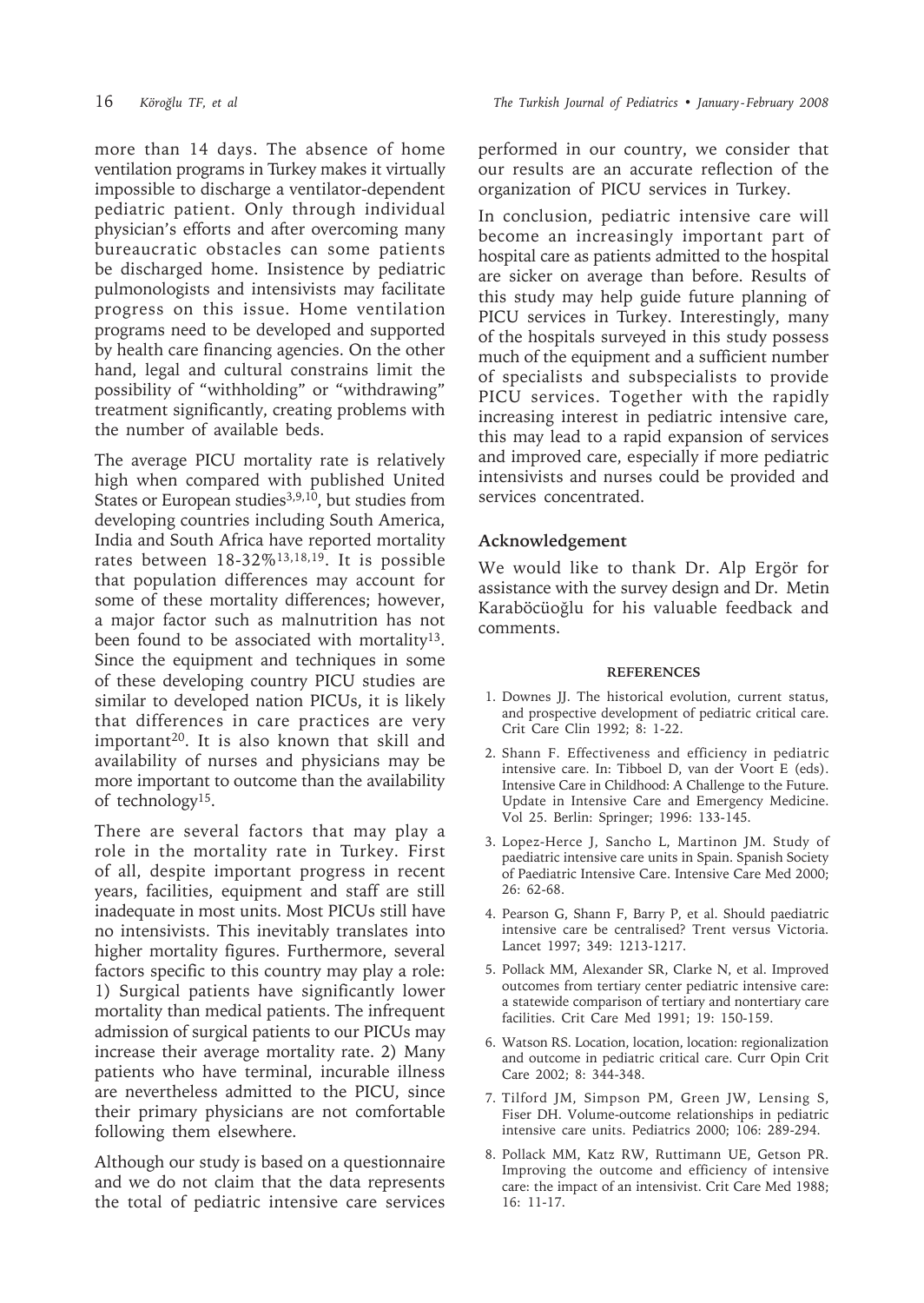more than 14 days. The absence of home ventilation programs in Turkey makes it virtually impossible to discharge a ventilator-dependent pediatric patient. Only through individual physician's efforts and after overcoming many bureaucratic obstacles can some patients be discharged home. Insistence by pediatric pulmonologists and intensivists may facilitate progress on this issue. Home ventilation programs need to be developed and supported by health care financing agencies. On the other hand, legal and cultural constrains limit the possibility of "withholding" or "withdrawing" treatment significantly, creating problems with the number of available beds.

The average PICU mortality rate is relatively high when compared with published United States or European studies[3,9,10], but studies from developing countries including South America, India and South Africa have reported mortality rates between 18-32%[13,18,19]. It is possible that population differences may account for some of these mortality differences; however, a major factor such as malnutrition has not been found to be associated with mortality[13]. Since the equipment and techniques in some of these developing country PICU studies are similar to developed nation PICUs, it is likely that differences in care practices are very important[20]. It is also known that skill and availability of nurses and physicians may be more important to outcome than the availability of technology[15].

There are several factors that may play a role in the mortality rate in Turkey. First of all, despite important progress in recent years, facilities, equipment and staff are still inadequate in most units. Most PICUs still have no intensivists. This inevitably translates into higher mortality figures. Furthermore, several factors specific to this country may play a role: 1) Surgical patients have significantly lower mortality than medical patients. The infrequent admission of surgical patients to our PICUs may increase their average mortality rate. 2) Many patients who have terminal, incurable illness are nevertheless admitted to the PICU, since their primary physicians are not comfortable following them elsewhere.

Although our study is based on a questionnaire and we do not claim that the data represents the total of pediatric intensive care services performed in our country, we consider that our results are an accurate reflection of the organization of PICU services in Turkey.

In conclusion, pediatric intensive care will become an increasingly important part of hospital care as patients admitted to the hospital are sicker on average than before. Results of this study may help guide future planning of PICU services in Turkey. Interestingly, many of the hospitals surveyed in this study possess much of the equipment and a sufficient number of specialists and subspecialists to provide PICU services. Together with the rapidly increasing interest in pediatric intensive care, this may lead to a rapid expansion of services and improved care, especially if more pediatric intensivists and nurses could be provided and services concentrated.

## Acknowledgement

We would like to thank Dr. Alp Ergör for assistance with the survey design and Dr. Metin Karaböcüoğlu for his valuable feedback and comments.

## REFERENCES

1. Downes JJ. The historical evolution, current status, and prospective development of pediatric critical care. Crit Care Clin 1992; 8: 1-22.
2. Shann F. Effectiveness and efficiency in pediatric intensive care. In: Tibboel D, van der Voort E (eds). Intensive Care in Childhood: A Challenge to the Future. Update in Intensive Care and Emergency Medicine. Vol 25. Berlin: Springer; 1996: 133-145.
3. Lopez-Herce J, Sancho L, Martinon JM. Study of paediatric intensive care units in Spain. Spanish Society of Paediatric Intensive Care. Intensive Care Med 2000; 26: 62-68.
4. Pearson G, Shann F, Barry P, et al. Should paediatric intensive care be centralised? Trent versus Victoria. Lancet 1997; 349: 1213-1217.
5. Pollack MM, Alexander SR, Clarke N, et al. Improved outcomes from tertiary center pediatric intensive care: a statewide comparison of tertiary and nontertiary care facilities. Crit Care Med 1991; 19: 150-159.
6. Watson RS. Location, location, location: regionalization and outcome in pediatric critical care. Curr Opin Crit Care 2002; 8: 344-348.
7. Tilford JM, Simpson PM, Green JW, Lensing S, Fiser DH. Volume-outcome relationships in pediatric intensive care units. Pediatrics 2000; 106: 289-294.
8. Pollack MM, Katz RW, Ruttimann UE, Getson PR. Improving the outcome and efficiency of intensive care: the impact of an intensivist. Crit Care Med 1988; 16: 11-17.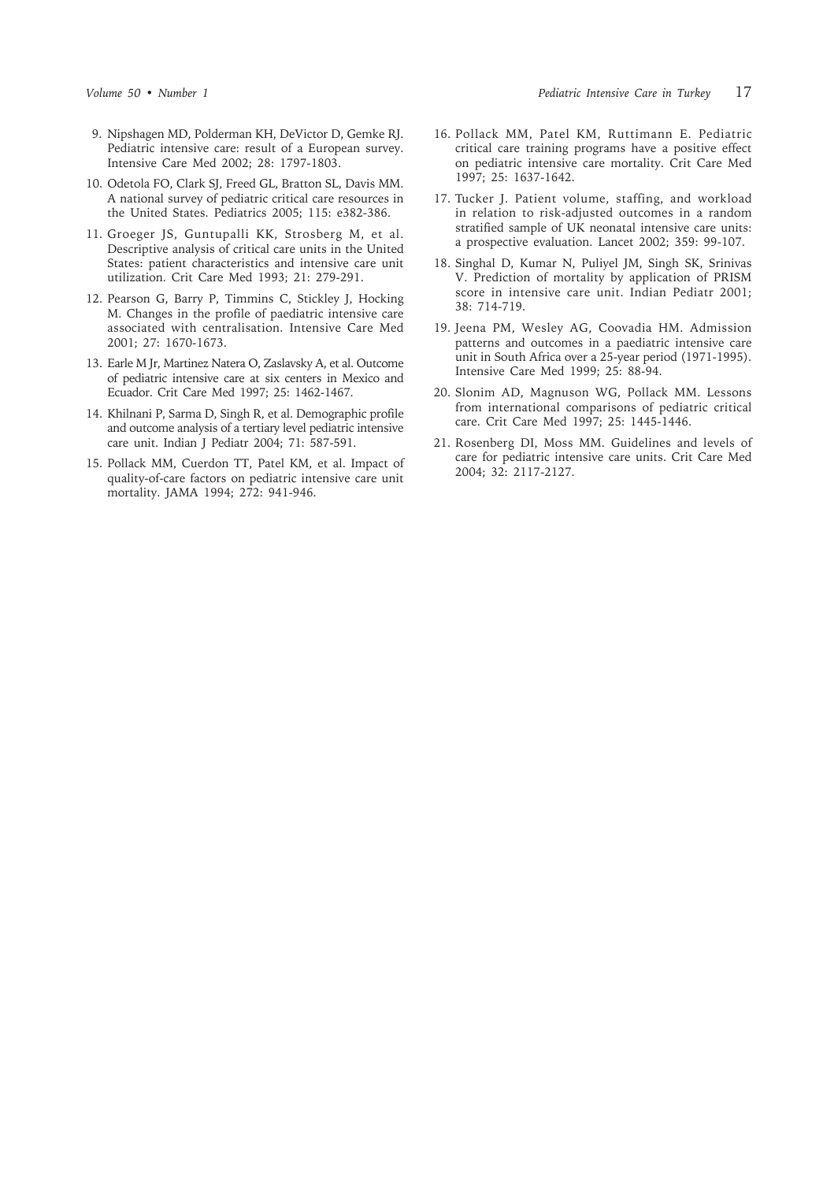9. Nipshagen MD, Polderman KH, DeVictor D, Gemke RJ. Pediatric intensive care: result of a European survey. Intensive Care Med 2002; 28: 1797-1803.

10. Odetola FO, Clark SJ, Freed GL, Bratton SL, Davis MM. A national survey of pediatric critical care resources in the United States. Pediatrics 2005; 115: e382-386.

11. Groeger JS, Guntupalli KK, Strosberg M, et al. Descriptive analysis of critical care units in the United States: patient characteristics and intensive care unit utilization. Crit Care Med 1993; 21: 279-291.

12. Pearson G, Barry P, Timmins C, Stickley J, Hocking M. Changes in the profile of paediatric intensive care associated with centralisation. Intensive Care Med 2001; 27: 1670-1673.

13. Earle M Jr, Martinez Natera O, Zaslavsky A, et al. Outcome of pediatric intensive care at six centers in Mexico and Ecuador. Crit Care Med 1997; 25: 1462-1467.

14. Khilnani P, Sarma D, Singh R, et al. Demographic profile and outcome analysis of a tertiary level pediatric intensive care unit. Indian J Pediatr 2004; 71: 587-591.

15. Pollack MM, Cuerdon TT, Patel KM, et al. Impact of quality-of-care factors on pediatric intensive care unit mortality. JAMA 1994; 272: 941-946.

16. Pollack MM, Patel KM, Ruttimann E. Pediatric critical care training programs have a positive effect on pediatric intensive care mortality. Crit Care Med 1997; 25: 1637-1642.

17. Tucker J. Patient volume, staffing, and workload in relation to risk-adjusted outcomes in a random stratified sample of UK neonatal intensive care units: a prospective evaluation. Lancet 2002; 359: 99-107.

18. Singhal D, Kumar N, Puliyel JM, Singh SK, Srinivas V. Prediction of mortality by application of PRISM score in intensive care unit. Indian Pediatr 2001; 38: 714-719.

19. Jeena PM, Wesley AG, Coovadia HM. Admission patterns and outcomes in a paediatric intensive care unit in South Africa over a 25-year period (1971-1995). Intensive Care Med 1999; 25: 88-94.

20. Slonim AD, Magnuson WG, Pollack MM. Lessons from international comparisons of pediatric critical care. Crit Care Med 1997; 25: 1445-1446.

21. Rosenberg DI, Moss MM. Guidelines and levels of care for pediatric intensive care units. Crit Care Med 2004; 32: 2117-2127.